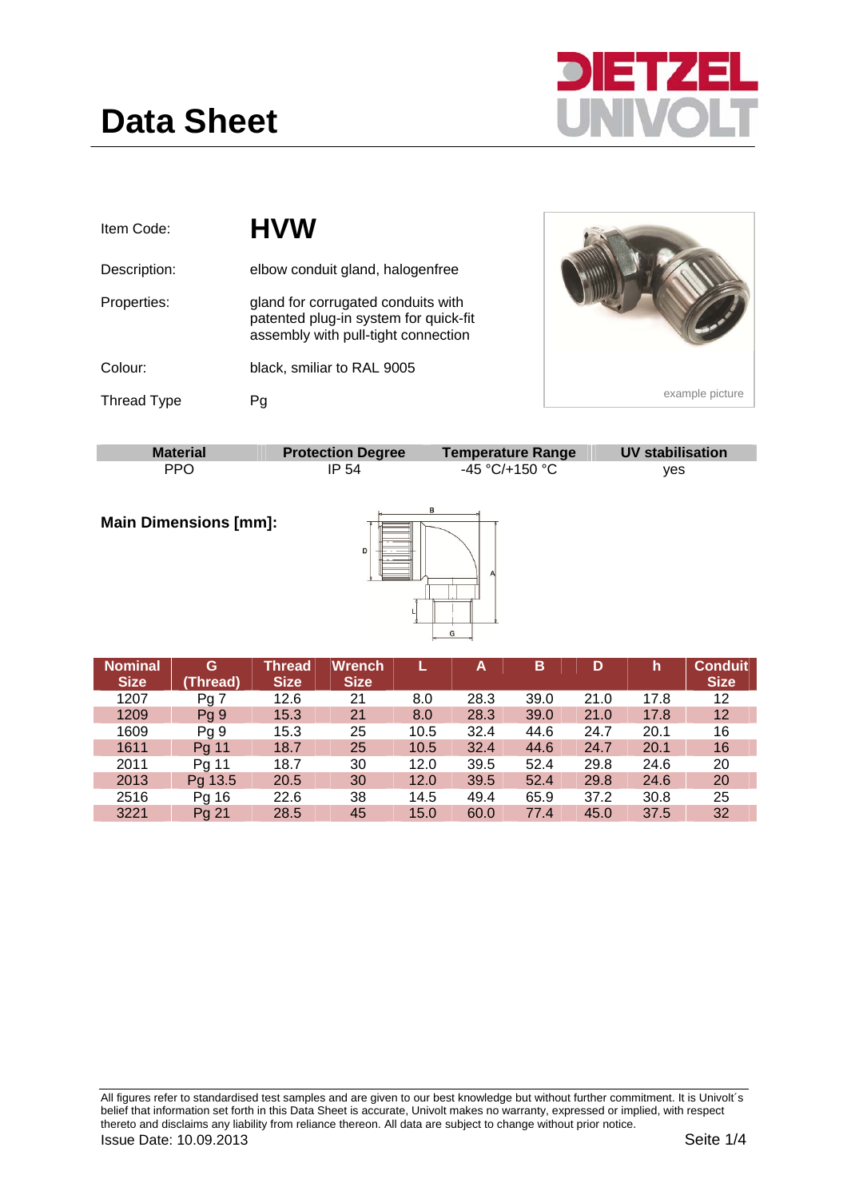# Data Sheet

DIETZEL UNIVOLT

| | |
|---|---|
| Item Code: | **HVW** |
| Description: | elbow conduit gland, halogenfree |
| Properties: | gland for corrugated conduits with patented plug-in system for quick-fit assembly with pull-tight connection |
| Colour: | black, smiliar to RAL 9005 |
| Thread Type | Pg |

example picture

| Material | Protection Degree | Temperature Range | UV stabilisation |
|---|---|---|---|
| PPO | IP 54 | -45 °C/+150 °C | yes |

**Main Dimensions [mm]:**

| Nominal Size | G (Thread) | Thread Size | Wrench Size | L | A | B | D | h | Conduit Size |
|---|---|---|---|---|---|---|---|---|---|
| 1207 | Pg 7 | 12.6 | 21 | 8.0 | 28.3 | 39.0 | 21.0 | 17.8 | 12 |
| 1209 | Pg 9 | 15.3 | 21 | 8.0 | 28.3 | 39.0 | 21.0 | 17.8 | 12 |
| 1609 | Pg 9 | 15.3 | 25 | 10.5 | 32.4 | 44.6 | 24.7 | 20.1 | 16 |
| 1611 | Pg 11 | 18.7 | 25 | 10.5 | 32.4 | 44.6 | 24.7 | 20.1 | 16 |
| 2011 | Pg 11 | 18.7 | 30 | 12.0 | 39.5 | 52.4 | 29.8 | 24.6 | 20 |
| 2013 | Pg 13.5 | 20.5 | 30 | 12.0 | 39.5 | 52.4 | 29.8 | 24.6 | 20 |
| 2516 | Pg 16 | 22.6 | 38 | 14.5 | 49.4 | 65.9 | 37.2 | 30.8 | 25 |
| 3221 | Pg 21 | 28.5 | 45 | 15.0 | 60.0 | 77.4 | 45.0 | 37.5 | 32 |

All figures refer to standardised test samples and are given to our best knowledge but without further commitment. It is Univolt´s belief that information set forth in this Data Sheet is accurate, Univolt makes no warranty, expressed or implied, with respect thereto and disclaims any liability from reliance thereon. All data are subject to change without prior notice.

Issue Date: 10.09.2013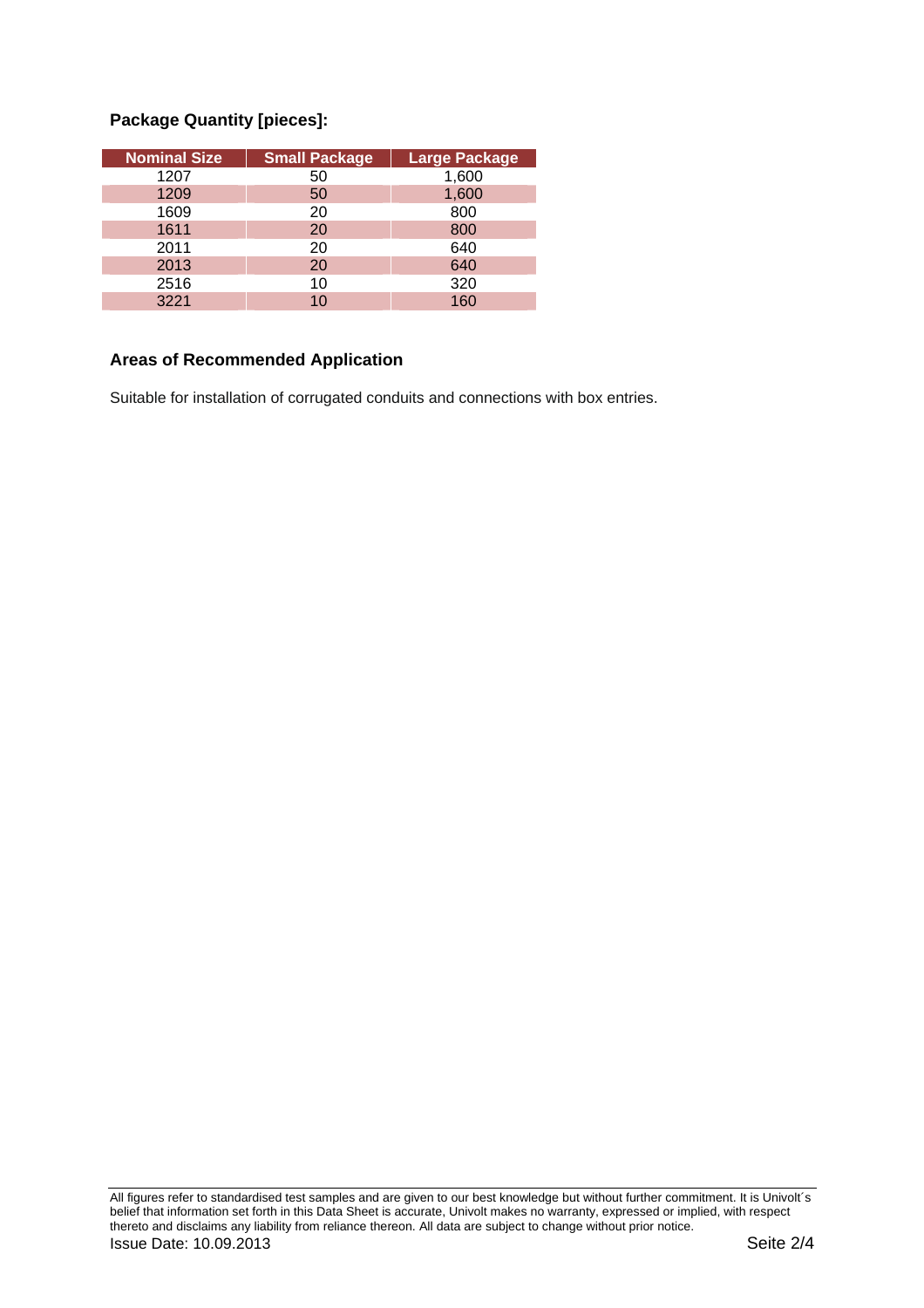## Package Quantity [pieces]:

| Nominal Size | Small Package | Large Package |
|---|---|---|
| 1207 | 50 | 1,600 |
| 1209 | 50 | 1,600 |
| 1609 | 20 | 800 |
| 1611 | 20 | 800 |
| 2011 | 20 | 640 |
| 2013 | 20 | 640 |
| 2516 | 10 | 320 |
| 3221 | 10 | 160 |

## Areas of Recommended Application

Suitable for installation of corrugated conduits and connections with box entries.

All figures refer to standardised test samples and are given to our best knowledge but without further commitment. It is Univolt´s belief that information set forth in this Data Sheet is accurate, Univolt makes no warranty, expressed or implied, with respect thereto and disclaims any liability from reliance thereon. All data are subject to change without prior notice.

Issue Date: 10.09.2013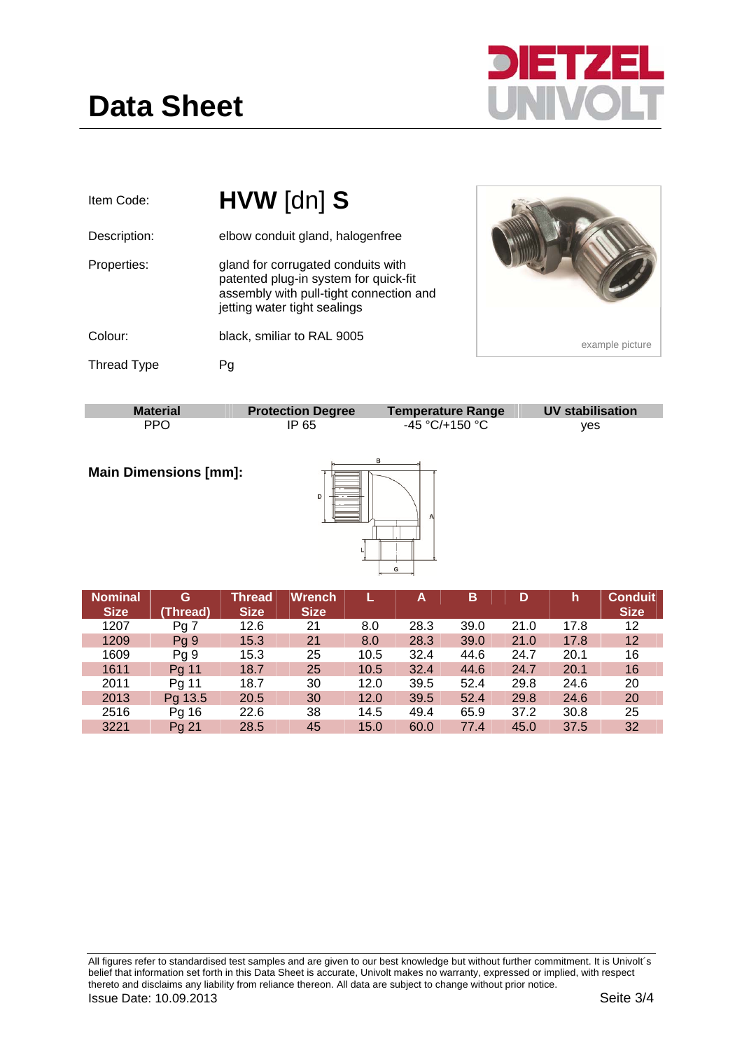# Data Sheet

DIETZEL UNIVOLT

| | |
|---|---|
| Item Code: | **HVW** [dn] **S** |
| Description: | elbow conduit gland, halogenfree |
| Properties: | gland for corrugated conduits with patented plug-in system for quick-fit assembly with pull-tight connection and jetting water tight sealings |
| Colour: | black, smiliar to RAL 9005 |
| Thread Type | Pg |

example picture

| Material | Protection Degree | Temperature Range | UV stabilisation |
|---|---|---|---|
| PPO | IP 65 | -45 °C/+150 °C | yes |

**Main Dimensions [mm]:**

| Nominal Size | G (Thread) | Thread Size | Wrench Size | L | A | B | D | h | Conduit Size |
|---|---|---|---|---|---|---|---|---|---|
| 1207 | Pg 7 | 12.6 | 21 | 8.0 | 28.3 | 39.0 | 21.0 | 17.8 | 12 |
| 1209 | Pg 9 | 15.3 | 21 | 8.0 | 28.3 | 39.0 | 21.0 | 17.8 | 12 |
| 1609 | Pg 9 | 15.3 | 25 | 10.5 | 32.4 | 44.6 | 24.7 | 20.1 | 16 |
| 1611 | Pg 11 | 18.7 | 25 | 10.5 | 32.4 | 44.6 | 24.7 | 20.1 | 16 |
| 2011 | Pg 11 | 18.7 | 30 | 12.0 | 39.5 | 52.4 | 29.8 | 24.6 | 20 |
| 2013 | Pg 13.5 | 20.5 | 30 | 12.0 | 39.5 | 52.4 | 29.8 | 24.6 | 20 |
| 2516 | Pg 16 | 22.6 | 38 | 14.5 | 49.4 | 65.9 | 37.2 | 30.8 | 25 |
| 3221 | Pg 21 | 28.5 | 45 | 15.0 | 60.0 | 77.4 | 45.0 | 37.5 | 32 |

All figures refer to standardised test samples and are given to our best knowledge but without further commitment. It is Univolt´s belief that information set forth in this Data Sheet is accurate, Univolt makes no warranty, expressed or implied, with respect thereto and disclaims any liability from reliance thereon. All data are subject to change without prior notice.

Issue Date: 10.09.2013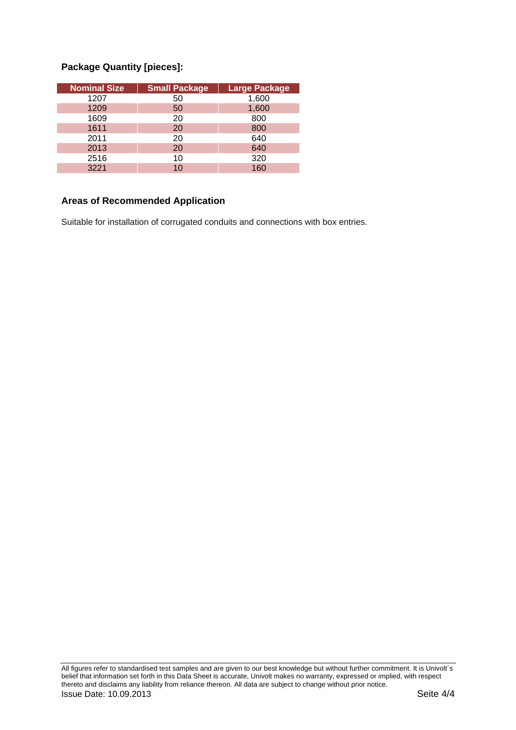### Package Quantity [pieces]:

| Nominal Size | Small Package | Large Package |
|---|---|---|
| 1207 | 50 | 1,600 |
| 1209 | 50 | 1,600 |
| 1609 | 20 | 800 |
| 1611 | 20 | 800 |
| 2011 | 20 | 640 |
| 2013 | 20 | 640 |
| 2516 | 10 | 320 |
| 3221 | 10 | 160 |

### Areas of Recommended Application

Suitable for installation of corrugated conduits and connections with box entries.

All figures refer to standardised test samples and are given to our best knowledge but without further commitment. It is Univolt´s belief that information set forth in this Data Sheet is accurate, Univolt makes no warranty, expressed or implied, with respect thereto and disclaims any liability from reliance thereon. All data are subject to change without prior notice.

Issue Date: 10.09.2013